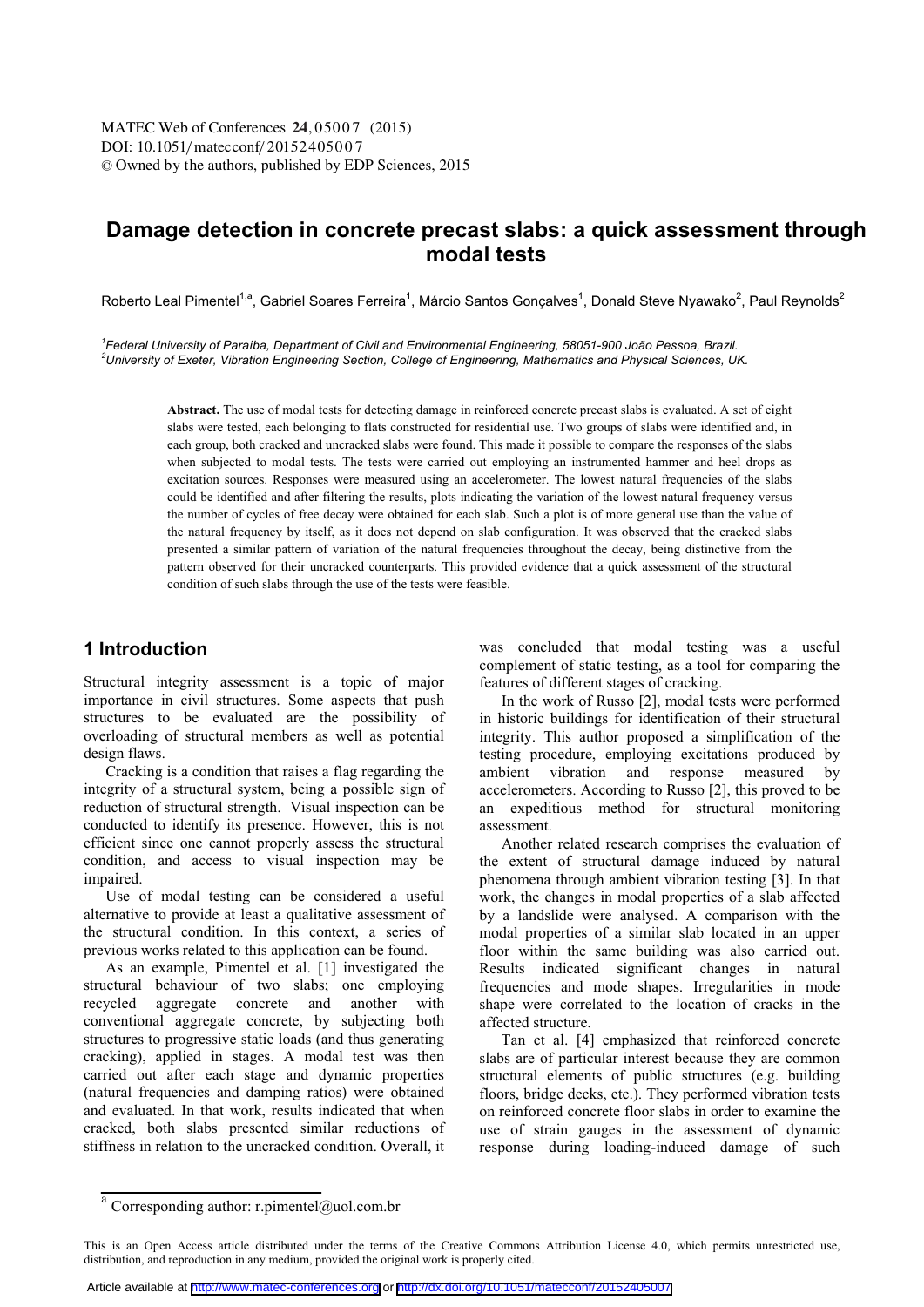# Damage detection in concrete precast slabs: a quick assessment through modal tests

Roberto Leal Pimentel[1,a], Gabriel Soares Ferreira[1], Márcio Santos Gonçalves[1], Donald Steve Nyawako[2], Paul Reynolds[2]

[1]*Federal University of Paraíba, Department of Civil and Environmental Engineering, 58051-900 João Pessoa, Brazil.*
[2]*University of Exeter, Vibration Engineering Section, College of Engineering, Mathematics and Physical Sciences, UK.*

**Abstract.** The use of modal tests for detecting damage in reinforced concrete precast slabs is evaluated. A set of eight slabs were tested, each belonging to flats constructed for residential use. Two groups of slabs were identified and, in each group, both cracked and uncracked slabs were found. This made it possible to compare the responses of the slabs when subjected to modal tests. The tests were carried out employing an instrumented hammer and heel drops as excitation sources. Responses were measured using an accelerometer. The lowest natural frequencies of the slabs could be identified and after filtering the results, plots indicating the variation of the lowest natural frequency versus the number of cycles of free decay were obtained for each slab. Such a plot is of more general use than the value of the natural frequency by itself, as it does not depend on slab configuration. It was observed that the cracked slabs presented a similar pattern of variation of the natural frequencies throughout the decay, being distinctive from the pattern observed for their uncracked counterparts. This provided evidence that a quick assessment of the structural condition of such slabs through the use of the tests were feasible.

## 1 Introduction

Structural integrity assessment is a topic of major importance in civil structures. Some aspects that push structures to be evaluated are the possibility of overloading of structural members as well as potential design flaws.

Cracking is a condition that raises a flag regarding the integrity of a structural system, being a possible sign of reduction of structural strength. Visual inspection can be conducted to identify its presence. However, this is not efficient since one cannot properly assess the structural condition, and access to visual inspection may be impaired.

Use of modal testing can be considered a useful alternative to provide at least a qualitative assessment of the structural condition. In this context, a series of previous works related to this application can be found.

As an example, Pimentel et al. [1] investigated the structural behaviour of two slabs; one employing recycled aggregate concrete and another with conventional aggregate concrete, by subjecting both structures to progressive static loads (and thus generating cracking), applied in stages. A modal test was then carried out after each stage and dynamic properties (natural frequencies and damping ratios) were obtained and evaluated. In that work, results indicated that when cracked, both slabs presented similar reductions of stiffness in relation to the uncracked condition. Overall, it was concluded that modal testing was a useful complement of static testing, as a tool for comparing the features of different stages of cracking.

In the work of Russo [2], modal tests were performed in historic buildings for identification of their structural integrity. This author proposed a simplification of the testing procedure, employing excitations produced by ambient vibration and response measured by accelerometers. According to Russo [2], this proved to be an expeditious method for structural monitoring assessment.

Another related research comprises the evaluation of the extent of structural damage induced by natural phenomena through ambient vibration testing [3]. In that work, the changes in modal properties of a slab affected by a landslide were analysed. A comparison with the modal properties of a similar slab located in an upper floor within the same building was also carried out. Results indicated significant changes in natural frequencies and mode shapes. Irregularities in mode shape were correlated to the location of cracks in the affected structure.

Tan et al. [4] emphasized that reinforced concrete slabs are of particular interest because they are common structural elements of public structures (e.g. building floors, bridge decks, etc.). They performed vibration tests on reinforced concrete floor slabs in order to examine the use of strain gauges in the assessment of dynamic response during loading-induced damage of such

[a] Corresponding author: r.pimentel@uol.com.br

This is an Open Access article distributed under the terms of the Creative Commons Attribution License 4.0, which permits unrestricted use, distribution, and reproduction in any medium, provided the original work is properly cited.

Article available at http://www.matec-conferences.org or http://dx.doi.org/10.1051/matecconf/20152405007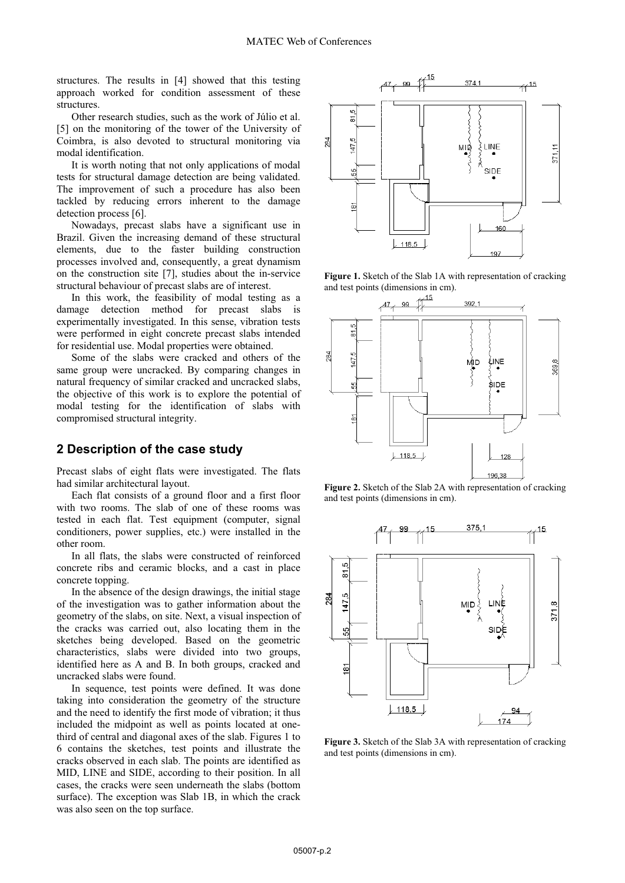structures. The results in [4] showed that this testing approach worked for condition assessment of these structures.

Other research studies, such as the work of Júlio et al. [5] on the monitoring of the tower of the University of Coimbra, is also devoted to structural monitoring via modal identification.

It is worth noting that not only applications of modal tests for structural damage detection are being validated. The improvement of such a procedure has also been tackled by reducing errors inherent to the damage detection process [6].

Nowadays, precast slabs have a significant use in Brazil. Given the increasing demand of these structural elements, due to the faster building construction processes involved and, consequently, a great dynamism on the construction site [7], studies about the in-service structural behaviour of precast slabs are of interest.

In this work, the feasibility of modal testing as a damage detection method for precast slabs is experimentally investigated. In this sense, vibration tests were performed in eight concrete precast slabs intended for residential use. Modal properties were obtained.

Some of the slabs were cracked and others of the same group were uncracked. By comparing changes in natural frequency of similar cracked and uncracked slabs, the objective of this work is to explore the potential of modal testing for the identification of slabs with compromised structural integrity.

## 2 Description of the case study

Precast slabs of eight flats were investigated. The flats had similar architectural layout.

Each flat consists of a ground floor and a first floor with two rooms. The slab of one of these rooms was tested in each flat. Test equipment (computer, signal conditioners, power supplies, etc.) were installed in the other room.

In all flats, the slabs were constructed of reinforced concrete ribs and ceramic blocks, and a cast in place concrete topping.

In the absence of the design drawings, the initial stage of the investigation was to gather information about the geometry of the slabs, on site. Next, a visual inspection of the cracks was carried out, also locating them in the sketches being developed. Based on the geometric characteristics, slabs were divided into two groups, identified here as A and B. In both groups, cracked and uncracked slabs were found.

In sequence, test points were defined. It was done taking into consideration the geometry of the structure and the need to identify the first mode of vibration; it thus included the midpoint as well as points located at one-third of central and diagonal axes of the slab. Figures 1 to 6 contains the sketches, test points and illustrate the cracks observed in each slab. The points are identified as MID, LINE and SIDE, according to their position. In all cases, the cracks were seen underneath the slabs (bottom surface). The exception was Slab 1B, in which the crack was also seen on the top surface.

**Figure 1.** Sketch of the Slab 1A with representation of cracking and test points (dimensions in cm).

**Figure 2.** Sketch of the Slab 2A with representation of cracking and test points (dimensions in cm).

**Figure 3.** Sketch of the Slab 3A with representation of cracking and test points (dimensions in cm).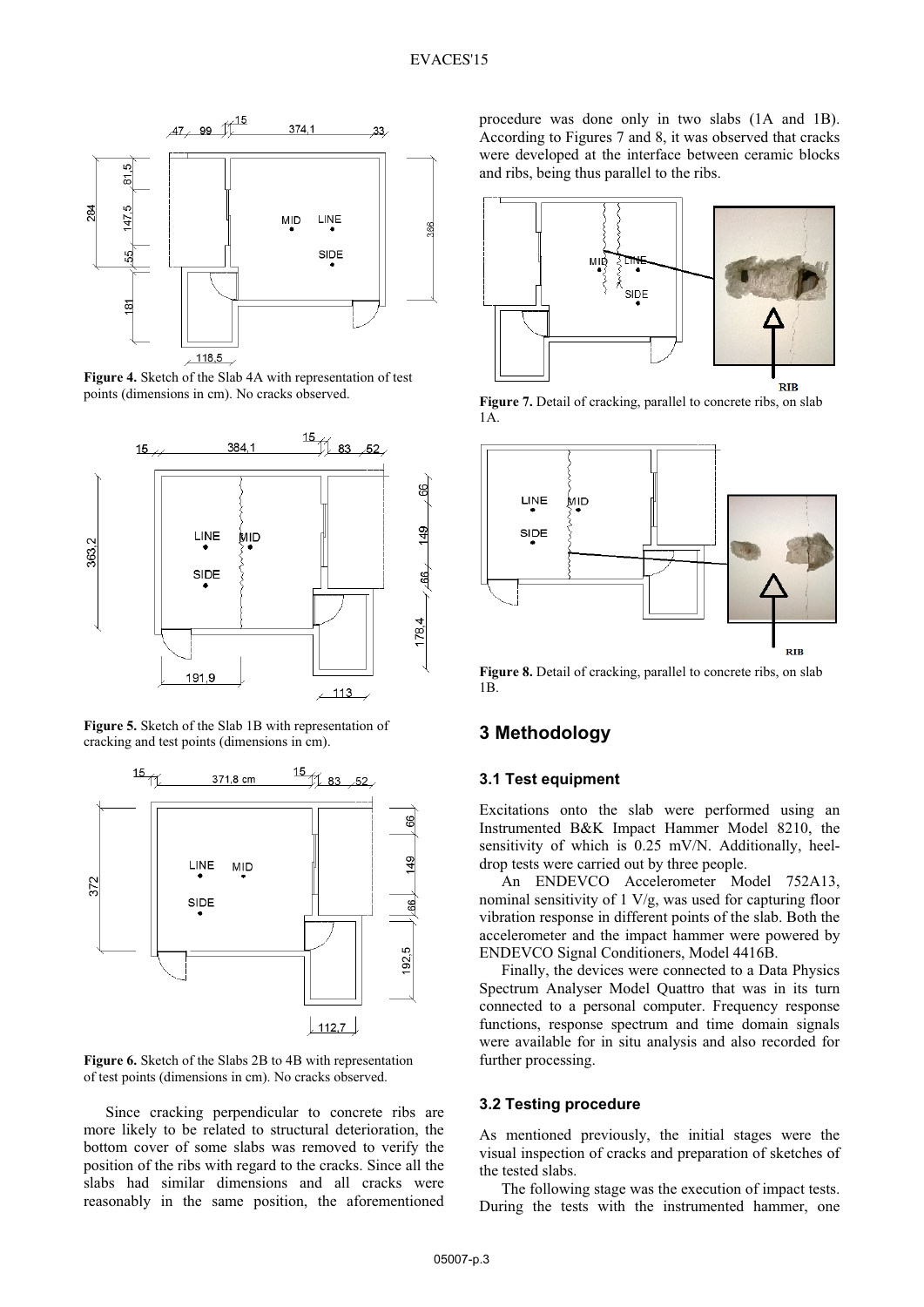Figure 4. Sketch of the Slab 4A with representation of test points (dimensions in cm). No cracks observed.

Figure 5. Sketch of the Slab 1B with representation of cracking and test points (dimensions in cm).

Figure 6. Sketch of the Slabs 2B to 4B with representation of test points (dimensions in cm). No cracks observed.

Since cracking perpendicular to concrete ribs are more likely to be related to structural deterioration, the bottom cover of some slabs was removed to verify the position of the ribs with regard to the cracks. Since all the slabs had similar dimensions and all cracks were reasonably in the same position, the aforementioned procedure was done only in two slabs (1A and 1B). According to Figures 7 and 8, it was observed that cracks were developed at the interface between ceramic blocks and ribs, being thus parallel to the ribs.

Figure 7. Detail of cracking, parallel to concrete ribs, on slab 1A.

Figure 8. Detail of cracking, parallel to concrete ribs, on slab 1B.

## 3 Methodology

### 3.1 Test equipment

Excitations onto the slab were performed using an Instrumented B&K Impact Hammer Model 8210, the sensitivity of which is 0.25 mV/N. Additionally, heel-drop tests were carried out by three people.

An ENDEVCO Accelerometer Model 752A13, nominal sensitivity of 1 V/g, was used for capturing floor vibration response in different points of the slab. Both the accelerometer and the impact hammer were powered by ENDEVCO Signal Conditioners, Model 4416B.

Finally, the devices were connected to a Data Physics Spectrum Analyser Model Quattro that was in its turn connected to a personal computer. Frequency response functions, response spectrum and time domain signals were available for in situ analysis and also recorded for further processing.

### 3.2 Testing procedure

As mentioned previously, the initial stages were the visual inspection of cracks and preparation of sketches of the tested slabs.

The following stage was the execution of impact tests. During the tests with the instrumented hammer, one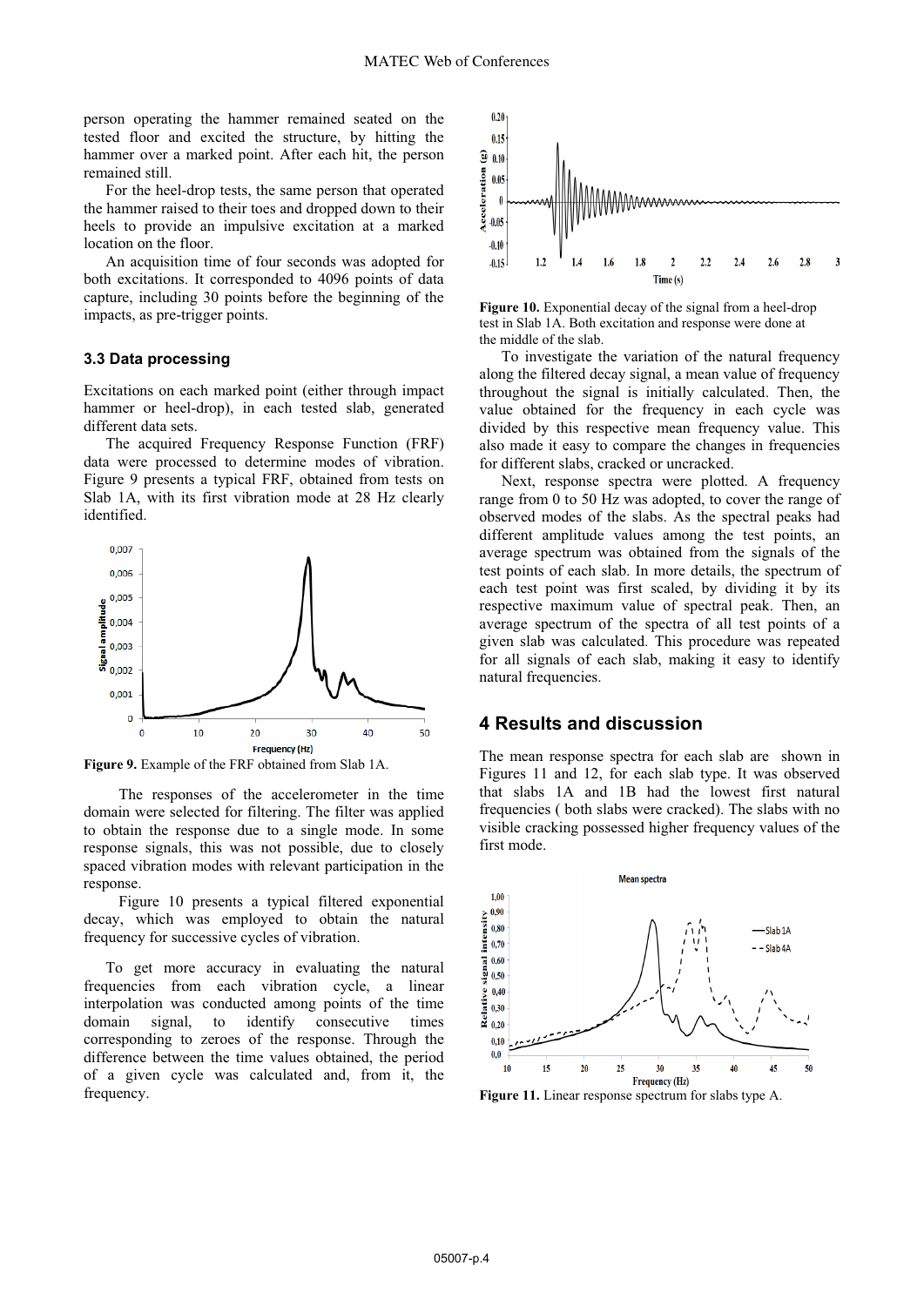person operating the hammer remained seated on the tested floor and excited the structure, by hitting the hammer over a marked point. After each hit, the person remained still.

For the heel-drop tests, the same person that operated the hammer raised to their toes and dropped down to their heels to provide an impulsive excitation at a marked location on the floor.

An acquisition time of four seconds was adopted for both excitations. It corresponded to 4096 points of data capture, including 30 points before the beginning of the impacts, as pre-trigger points.

### 3.3 Data processing

Excitations on each marked point (either through impact hammer or heel-drop), in each tested slab, generated different data sets.

The acquired Frequency Response Function (FRF) data were processed to determine modes of vibration. Figure 9 presents a typical FRF, obtained from tests on Slab 1A, with its first vibration mode at 28 Hz clearly identified.

**Figure 9.** Example of the FRF obtained from Slab 1A.

The responses of the accelerometer in the time domain were selected for filtering. The filter was applied to obtain the response due to a single mode. In some response signals, this was not possible, due to closely spaced vibration modes with relevant participation in the response.

Figure 10 presents a typical filtered exponential decay, which was employed to obtain the natural frequency for successive cycles of vibration.

To get more accuracy in evaluating the natural frequencies from each vibration cycle, a linear interpolation was conducted among points of the time domain signal, to identify consecutive times corresponding to zeroes of the response. Through the difference between the time values obtained, the period of a given cycle was calculated and, from it, the frequency.

**Figure 10.** Exponential decay of the signal from a heel-drop test in Slab 1A. Both excitation and response were done at the middle of the slab.

To investigate the variation of the natural frequency along the filtered decay signal, a mean value of frequency throughout the signal is initially calculated. Then, the value obtained for the frequency in each cycle was divided by this respective mean frequency value. This also made it easy to compare the changes in frequencies for different slabs, cracked or uncracked.

Next, response spectra were plotted. A frequency range from 0 to 50 Hz was adopted, to cover the range of observed modes of the slabs. As the spectral peaks had different amplitude values among the test points, an average spectrum was obtained from the signals of the test points of each slab. In more details, the spectrum of each test point was first scaled, by dividing it by its respective maximum value of spectral peak. Then, an average spectrum of the spectra of all test points of a given slab was calculated. This procedure was repeated for all signals of each slab, making it easy to identify natural frequencies.

## 4 Results and discussion

The mean response spectra for each slab are shown in Figures 11 and 12, for each slab type. It was observed that slabs 1A and 1B had the lowest first natural frequencies ( both slabs were cracked). The slabs with no visible cracking possessed higher frequency values of the first mode.

**Figure 11.** Linear response spectrum for slabs type A.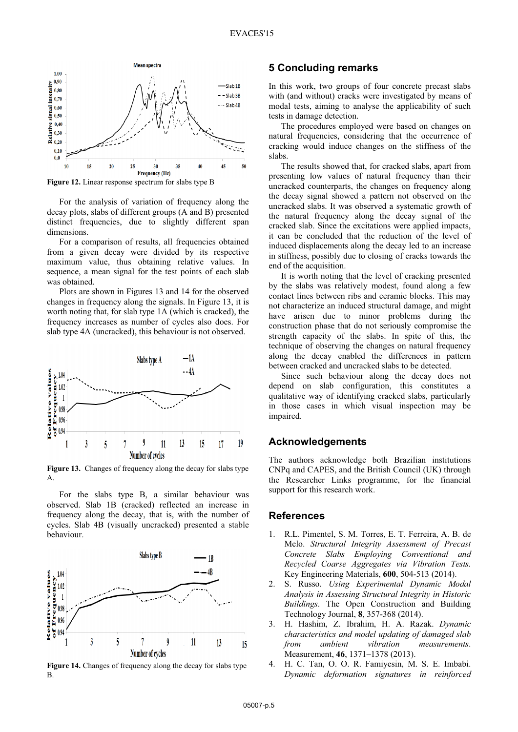**Figure 12.** Linear response spectrum for slabs type B

For the analysis of variation of frequency along the decay plots, slabs of different groups (A and B) presented distinct frequencies, due to slightly different span dimensions.

For a comparison of results, all frequencies obtained from a given decay were divided by its respective maximum value, thus obtaining relative values. In sequence, a mean signal for the test points of each slab was obtained.

Plots are shown in Figures 13 and 14 for the observed changes in frequency along the signals. In Figure 13, it is worth noting that, for slab type 1A (which is cracked), the frequency increases as number of cycles also does. For slab type 4A (uncracked), this behaviour is not observed.

**Figure 13.** Changes of frequency along the decay for slabs type A.

For the slabs type B, a similar behaviour was observed. Slab 1B (cracked) reflected an increase in frequency along the decay, that is, with the number of cycles. Slab 4B (visually uncracked) presented a stable behaviour.

**Figure 14.** Changes of frequency along the decay for slabs type B.

## 5 Concluding remarks

In this work, two groups of four concrete precast slabs with (and without) cracks were investigated by means of modal tests, aiming to analyse the applicability of such tests in damage detection.

The procedures employed were based on changes on natural frequencies, considering that the occurrence of cracking would induce changes on the stiffness of the slabs.

The results showed that, for cracked slabs, apart from presenting low values of natural frequency than their uncracked counterparts, the changes on frequency along the decay signal showed a pattern not observed on the uncracked slabs. It was observed a systematic growth of the natural frequency along the decay signal of the cracked slab. Since the excitations were applied impacts, it can be concluded that the reduction of the level of induced displacements along the decay led to an increase in stiffness, possibly due to closing of cracks towards the end of the acquisition.

It is worth noting that the level of cracking presented by the slabs was relatively modest, found along a few contact lines between ribs and ceramic blocks. This may not characterize an induced structural damage, and might have arisen due to minor problems during the construction phase that do not seriously compromise the strength capacity of the slabs. In spite of this, the technique of observing the changes on natural frequency along the decay enabled the differences in pattern between cracked and uncracked slabs to be detected.

Since such behaviour along the decay does not depend on slab configuration, this constitutes a qualitative way of identifying cracked slabs, particularly in those cases in which visual inspection may be impaired.

## Acknowledgements

The authors acknowledge both Brazilian institutions CNPq and CAPES, and the British Council (UK) through the Researcher Links programme, for the financial support for this research work.

## References

1. R.L. Pimentel, S. M. Torres, E. T. Ferreira, A. B. de Melo. *Structural Integrity Assessment of Precast Concrete Slabs Employing Conventional and Recycled Coarse Aggregates via Vibration Tests.* Key Engineering Materials, **600**, 504-513 (2014).
2. S. Russo. *Using Experimental Dynamic Modal Analysis in Assessing Structural Integrity in Historic Buildings*. The Open Construction and Building Technology Journal, **8**, 357-368 (2014).
3. H. Hashim, Z. Ibrahim, H. A. Razak. *Dynamic characteristics and model updating of damaged slab from ambient vibration measurements*. Measurement, **46**, 1371–1378 (2013).
4. H. C. Tan, O. O. R. Famiyesin, M. S. E. Imbabi. *Dynamic deformation signatures in reinforced*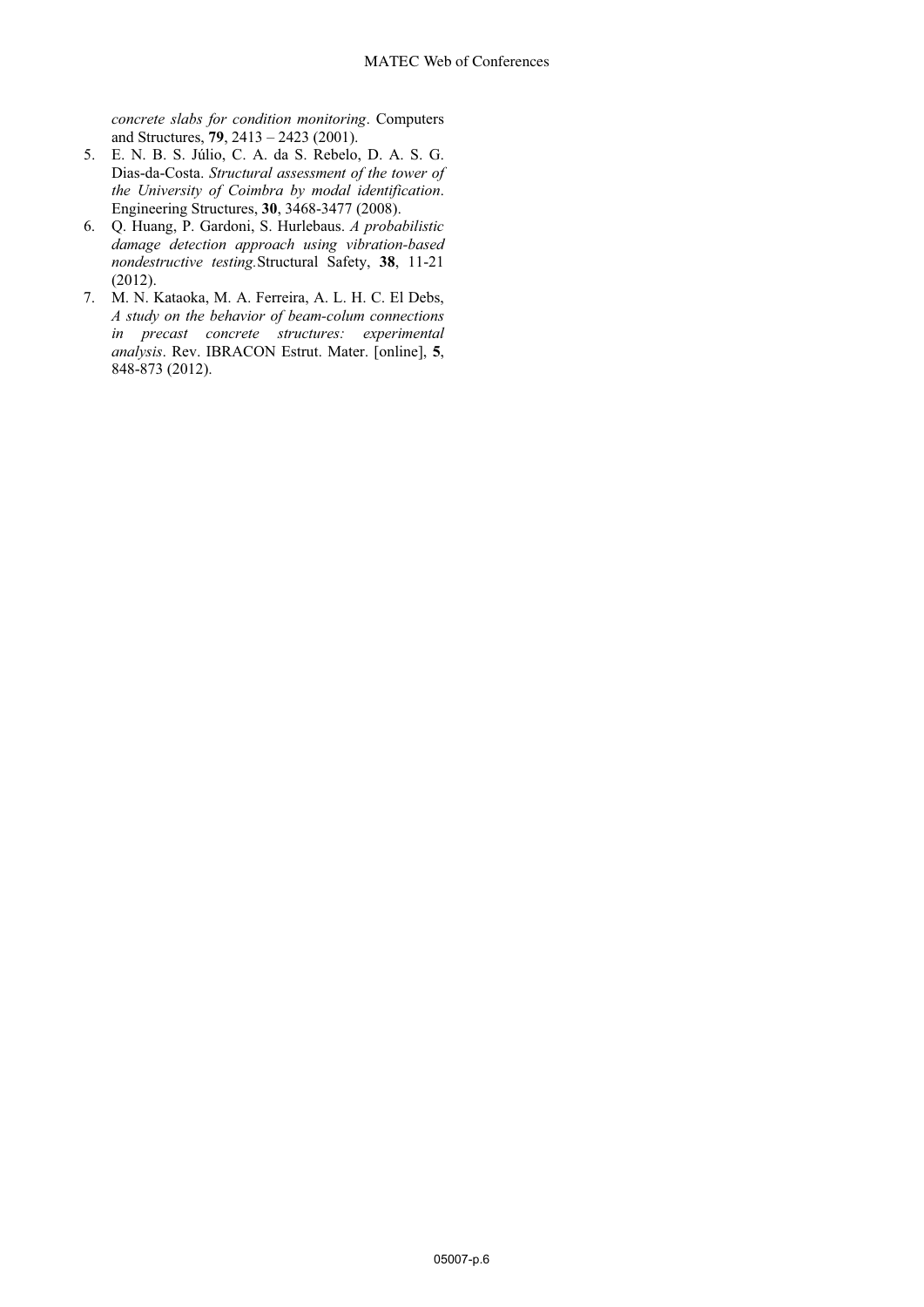*concrete slabs for condition monitoring*. Computers and Structures, **79**, 2413 – 2423 (2001).

5. E. N. B. S. Júlio, C. A. da S. Rebelo, D. A. S. G. Dias-da-Costa. *Structural assessment of the tower of the University of Coimbra by modal identification*. Engineering Structures, **30**, 3468-3477 (2008).
6. Q. Huang, P. Gardoni, S. Hurlebaus. *A probabilistic damage detection approach using vibration-based nondestructive testing.*Structural Safety, **38**, 11-21 (2012).
7. M. N. Kataoka, M. A. Ferreira, A. L. H. C. El Debs, *A study on the behavior of beam-colum connections in precast concrete structures: experimental analysis*. Rev. IBRACON Estrut. Mater. [online], **5**, 848-873 (2012).